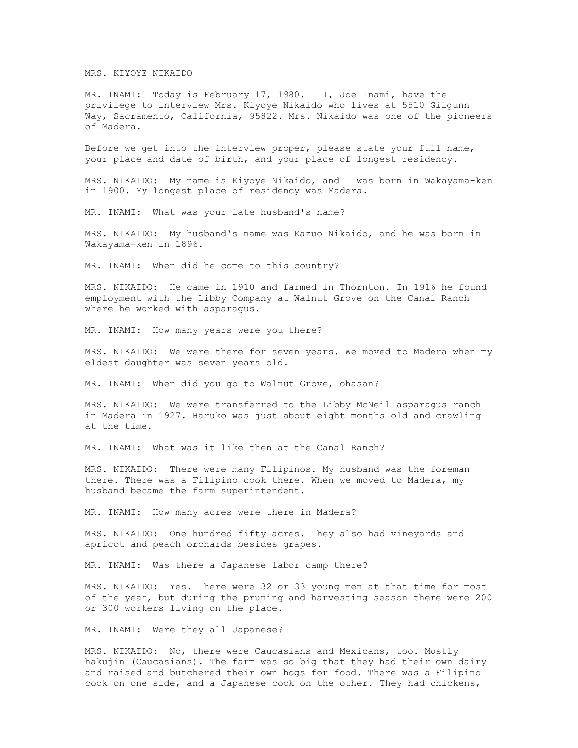MRS. KIYOYE NIKAIDO

MR. INAMI: Today is February 17, 1980. I, Joe Inami, have the privilege to interview Mrs. Kiyoye Nikaido who lives at 5510 Gilgunn Way, Sacramento, California, 95822. Mrs. Nikaido was one of the pioneers of Madera.

Before we get into the interview proper, please state your full name, your place and date of birth, and your place of longest residency.

MRS. NIKAIDO: My name is Kiyoye Nikaido, and I was born in Wakayama-ken in 1900. My longest place of residency was Madera.

MR. INAMI: What was your late husband's name?

MRS. NIKAIDO: My husband's name was Kazuo Nikaido, and he was born in Wakayama-ken in 1896.

MR. INAMI: When did he come to this country?

MRS. NIKAIDO: He came in 1910 and farmed in Thornton. In 1916 he found employment with the Libby Company at Walnut Grove on the Canal Ranch where he worked with asparagus.

MR. INAMI: How many years were you there?

MRS. NIKAIDO: We were there for seven years. We moved to Madera when my eldest daughter was seven years old.

MR. INAMI: When did you go to Walnut Grove, ohasan?

MRS. NIKAIDO: We were transferred to the Libby McNeil asparagus ranch in Madera in 1927. Haruko was just about eight months old and crawling at the time.

MR. INAMI: What was it like then at the Canal Ranch?

MRS. NIKAIDO: There were many Filipinos. My husband was the foreman there. There was a Filipino cook there. When we moved to Madera, my husband became the farm superintendent.

MR. INAMI: How many acres were there in Madera?

MRS. NIKAIDO: One hundred fifty acres. They also had vineyards and apricot and peach orchards besides grapes.

MR. INAMI: Was there a Japanese labor camp there?

MRS. NIKAIDO: Yes. There were 32 or 33 young men at that time for most of the year, but during the pruning and harvesting season there were 200 or 300 workers living on the place.

MR. INAMI: Were they all Japanese?

MRS. NIKAIDO: No, there were Caucasians and Mexicans, too. Mostly hakujin (Caucasians). The farm was so big that they had their own dairy and raised and butchered their own hogs for food. There was a Filipino cook on one side, and a Japanese cook on the other. They had chickens,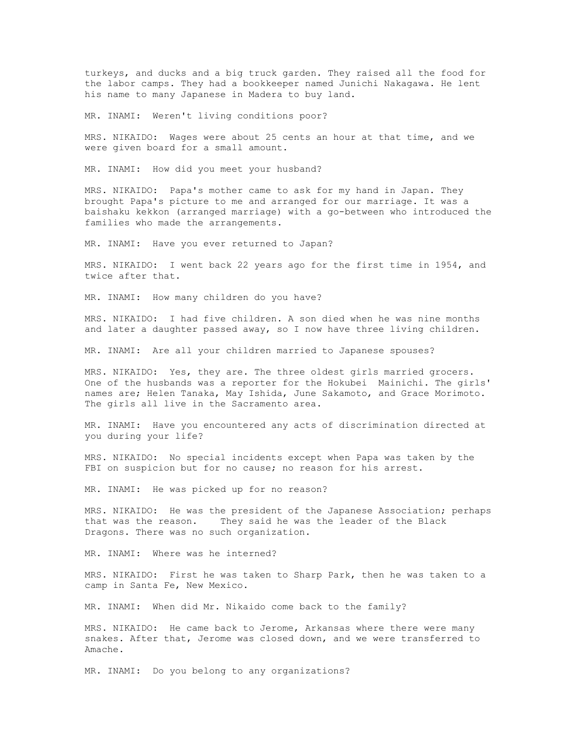turkeys, and ducks and a big truck garden. They raised all the food for the labor camps. They had a bookkeeper named Junichi Nakagawa. He lent his name to many Japanese in Madera to buy land.

MR. INAMI: Weren't living conditions poor?

MRS. NIKAIDO: Wages were about 25 cents an hour at that time, and we were given board for a small amount.

MR. INAMI: How did you meet your husband?

MRS. NIKAIDO: Papa's mother came to ask for my hand in Japan. They brought Papa's picture to me and arranged for our marriage. It was a baishaku kekkon (arranged marriage) with a go-between who introduced the families who made the arrangements.

MR. INAMI: Have you ever returned to Japan?

MRS. NIKAIDO: I went back 22 years ago for the first time in 1954, and twice after that.

MR. INAMI: How many children do you have?

MRS. NIKAIDO: I had five children. A son died when he was nine months and later a daughter passed away, so I now have three living children.

MR. INAMI: Are all your children married to Japanese spouses?

MRS. NIKAIDO: Yes, they are. The three oldest girls married grocers. One of the husbands was a reporter for the Hokubei Mainichi. The girls' names are; Helen Tanaka, May Ishida, June Sakamoto, and Grace Morimoto. The girls all live in the Sacramento area.

MR. INAMI: Have you encountered any acts of discrimination directed at you during your life?

MRS. NIKAIDO: No special incidents except when Papa was taken by the FBI on suspicion but for no cause; no reason for his arrest.

MR. INAMI: He was picked up for no reason?

MRS. NIKAIDO: He was the president of the Japanese Association; perhaps that was the reason. They said he was the leader of the Black Dragons. There was no such organization.

MR. INAMI: Where was he interned?

MRS. NIKAIDO: First he was taken to Sharp Park, then he was taken to a camp in Santa Fe, New Mexico.

MR. INAMI: When did Mr. Nikaido come back to the family?

MRS. NIKAIDO: He came back to Jerome, Arkansas where there were many snakes. After that, Jerome was closed down, and we were transferred to Amache.

MR. INAMI: Do you belong to any organizations?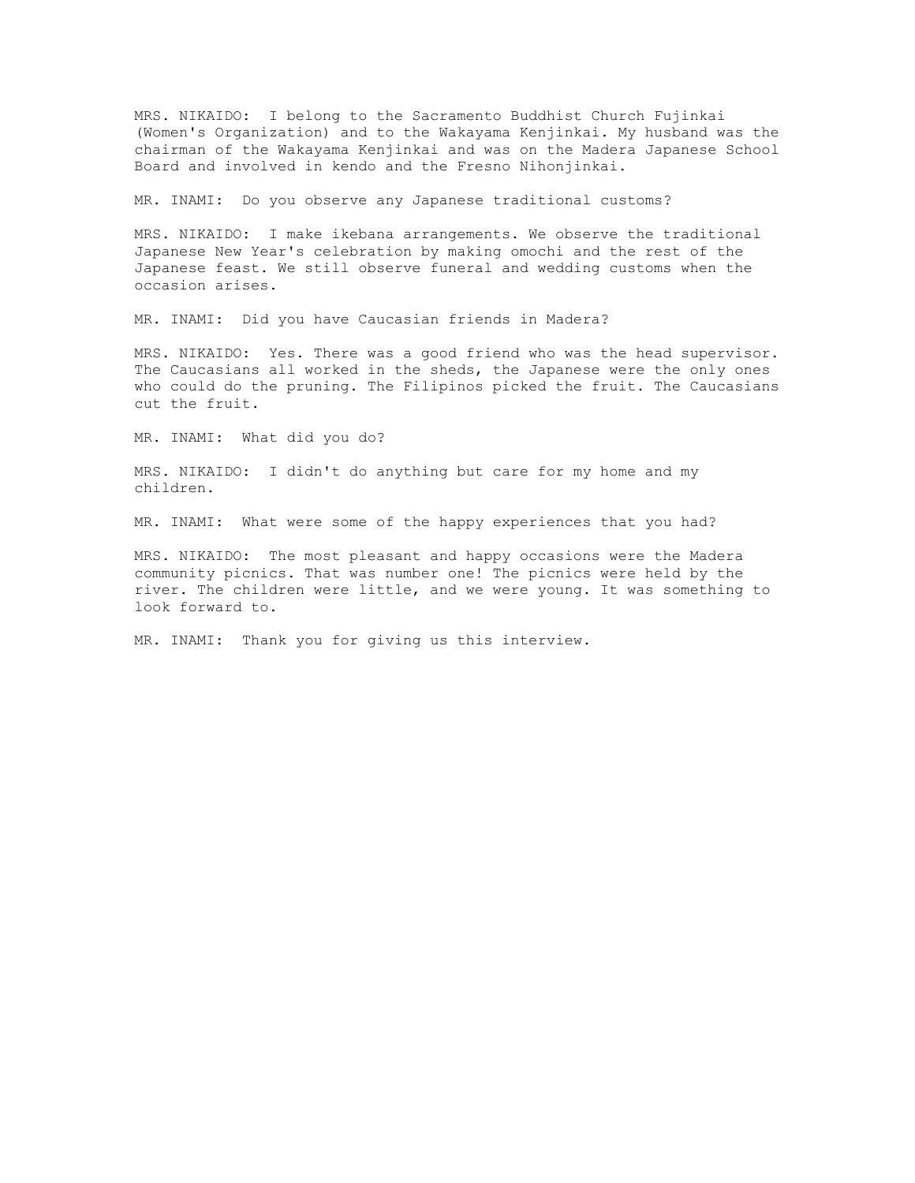MRS. NIKAIDO: I belong to the Sacramento Buddhist Church Fujinkai (Women's Organization) and to the Wakayama Kenjinkai. My husband was the chairman of the Wakayama Kenjinkai and was on the Madera Japanese School Board and involved in kendo and the Fresno Nihonjinkai.

MR. INAMI: Do you observe any Japanese traditional customs?

MRS. NIKAIDO: I make ikebana arrangements. We observe the traditional Japanese New Year's celebration by making omochi and the rest of the Japanese feast. We still observe funeral and wedding customs when the occasion arises.

MR. INAMI: Did you have Caucasian friends in Madera?

MRS. NIKAIDO: Yes. There was a good friend who was the head supervisor. The Caucasians all worked in the sheds, the Japanese were the only ones who could do the pruning. The Filipinos picked the fruit. The Caucasians cut the fruit.

MR. INAMI: What did you do?

MRS. NIKAIDO: I didn't do anything but care for my home and my children.

MR. INAMI: What were some of the happy experiences that you had?

MRS. NIKAIDO: The most pleasant and happy occasions were the Madera community picnics. That was number one! The picnics were held by the river. The children were little, and we were young. It was something to look forward to.

MR. INAMI: Thank you for giving us this interview.